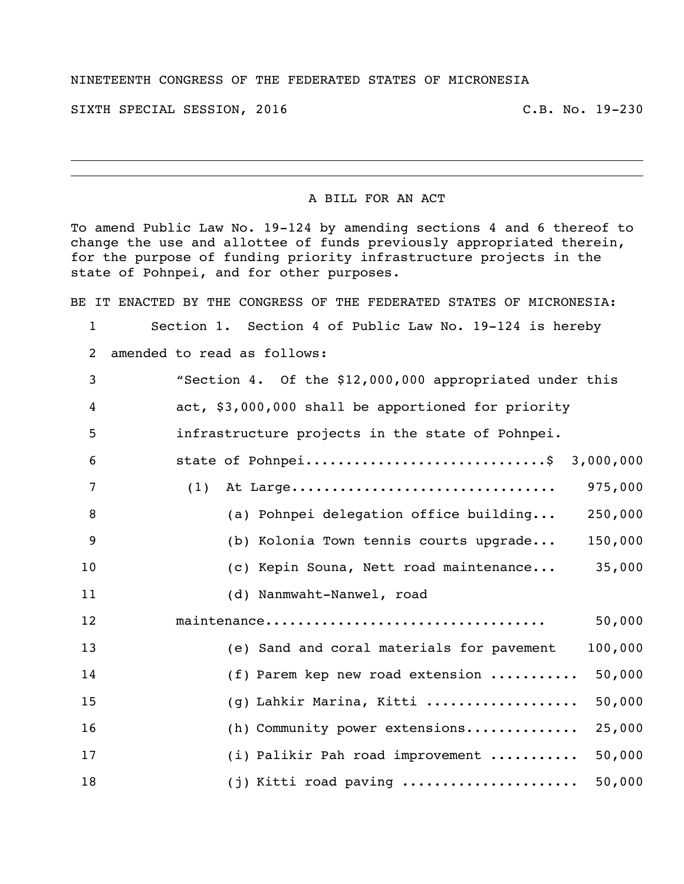NINETEENTH CONGRESS OF THE FEDERATED STATES OF MICRONESIA

SIXTH SPECIAL SESSION, 2016 C.B. No. 19-230

---

## A BILL FOR AN ACT

To amend Public Law No. 19-124 by amending sections 4 and 6 thereof to change the use and allottee of funds previously appropriated therein, for the purpose of funding priority infrastructure projects in the state of Pohnpei, and for other purposes.

BE IT ENACTED BY THE CONGRESS OF THE FEDERATED STATES OF MICRONESIA:

1 Section 1. Section 4 of Public Law No. 19-124 is hereby
2 amended to read as follows:
3 "Section 4. Of the $12,000,000 appropriated under this
4 act, $3,000,000 shall be apportioned for priority
5 infrastructure projects in the state of Pohnpei.
6 state of Pohnpei.............................$ 3,000,000
7 (1) At Large................................ 975,000
8 (a) Pohnpei delegation office building... 250,000
9 (b) Kolonia Town tennis courts upgrade... 150,000
10 (c) Kepin Souna, Nett road maintenance... 35,000
11 (d) Nanmwaht-Nanwel, road
12 maintenance.................................. 50,000
13 (e) Sand and coral materials for pavement 100,000
14 (f) Parem kep new road extension .......... 50,000
15 (g) Lahkir Marina, Kitti .................. 50,000
16 (h) Community power extensions............. 25,000
17 (i) Palikir Pah road improvement .......... 50,000
18 (j) Kitti road paving ..................... 50,000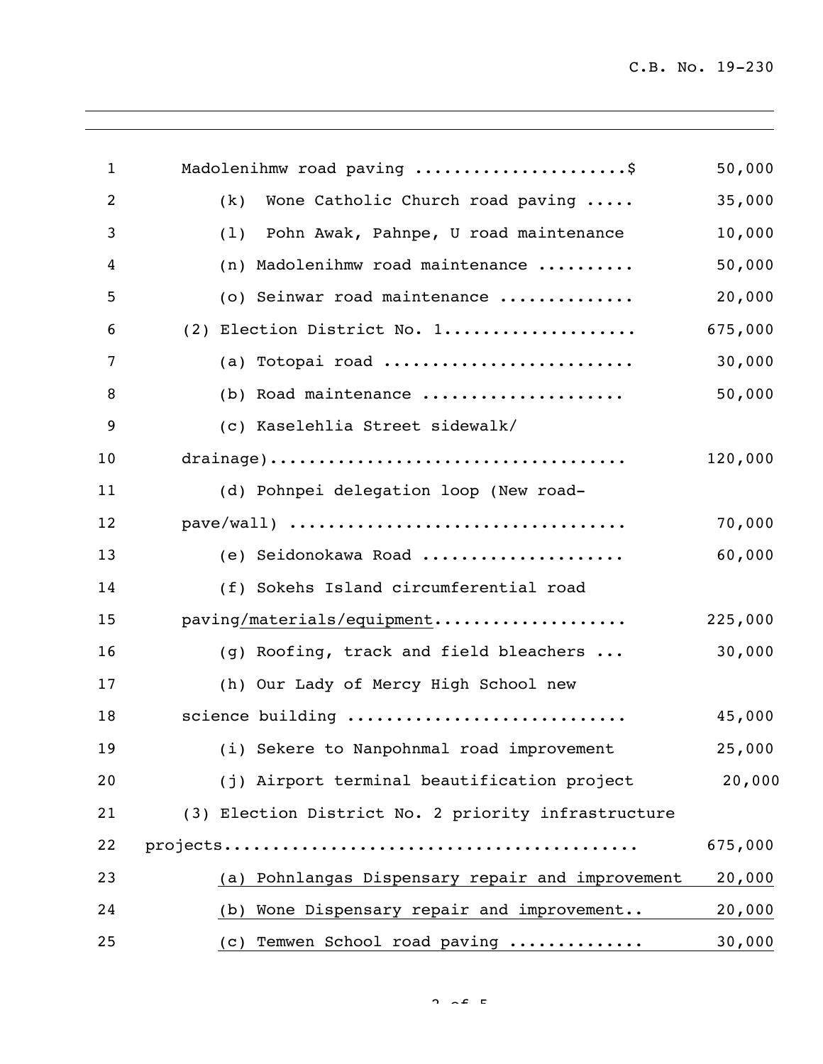| Line | Item | Amount |
|---|---|---|
| 1 | Madolenihmw road paving ......................$ | 50,000 |
| 2 | (k) Wone Catholic Church road paving ..... | 35,000 |
| 3 | (l) Pohn Awak, Pahnpe, U road maintenance | 10,000 |
| 4 | (n) Madolenihmw road maintenance .......... | 50,000 |
| 5 | (o) Seinwar road maintenance ............. | 20,000 |
| 6 | (2) Election District No. 1................... | 675,000 |
| 7 | (a) Totopai road ......................... | 30,000 |
| 8 | (b) Road maintenance .................... | 50,000 |
| 9 | (c) Kaselehlia Street sidewalk/ | |
| 10 | drainage).................................... | 120,000 |
| 11 | (d) Pohnpei delegation loop (New road- | |
| 12 | pave/wall) .................................. | 70,000 |
| 13 | (e) Seidonokawa Road .................... | 60,000 |
| 14 | (f) Sokehs Island circumferential road | |
| 15 | paving/materials/equipment.................... | 225,000 |
| 16 | (g) Roofing, track and field bleachers ... | 30,000 |
| 17 | (h) Our Lady of Mercy High School new | |
| 18 | science building ............................ | 45,000 |
| 19 | (i) Sekere to Nanpohnmal road improvement | 25,000 |
| 20 | (j) Airport terminal beautification project | 20,000 |
| 21 | (3) Election District No. 2 priority infrastructure | |
| 22 | projects.......................................... | 675,000 |
| 23 | (a) Pohnlangas Dispensary repair and improvement | 20,000 |
| 24 | (b) Wone Dispensary repair and improvement.. | 20,000 |
| 25 | (c) Temwen School road paving ............. | 30,000 |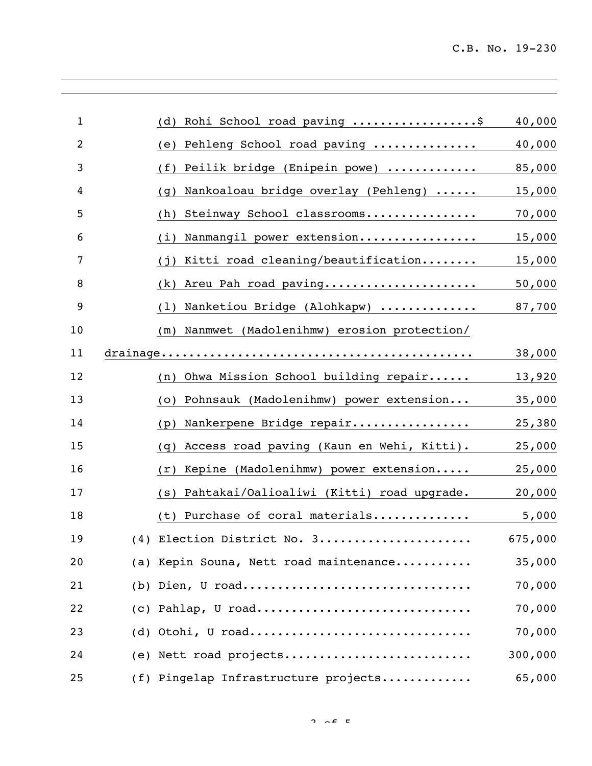(d) Rohi School road paving ..................$ 40,000

(e) Pehleng School road paving .............. 40,000

(f) Peilik bridge (Enipein powe) ............ 85,000

(g) Nankoaloau bridge overlay (Pehleng) ...... 15,000

(h) Steinway School classrooms................ 70,000

(i) Nanmangil power extension................ 15,000

(j) Kitti road cleaning/beautification........ 15,000

(k) Areu Pah road paving..................... 50,000

(l) Nanketiou Bridge (Alohkapw) ............. 87,700

(m) Nanmwet (Madolenihmw) erosion protection/ drainage........................................... 38,000

(n) Ohwa Mission School building repair...... 13,920

(o) Pohnsauk (Madolenihmw) power extension... 35,000

(p) Nankerpene Bridge repair................ 25,380

(q) Access road paving (Kaun en Wehi, Kitti). 25,000

(r) Kepine (Madolenihmw) power extension..... 25,000

(s) Pahtakai/Oalioaliwi (Kitti) road upgrade. 20,000

(t) Purchase of coral materials............. 5,000

(4) Election District No. 3...................... 675,000

(a) Kepin Souna, Nett road maintenance........... 35,000

(b) Dien, U road................................ 70,000

(c) Pahlap, U road.............................. 70,000

(d) Otohi, U road............................... 70,000

(e) Nett road projects.......................... 300,000

(f) Pingelap Infrastructure projects............ 65,000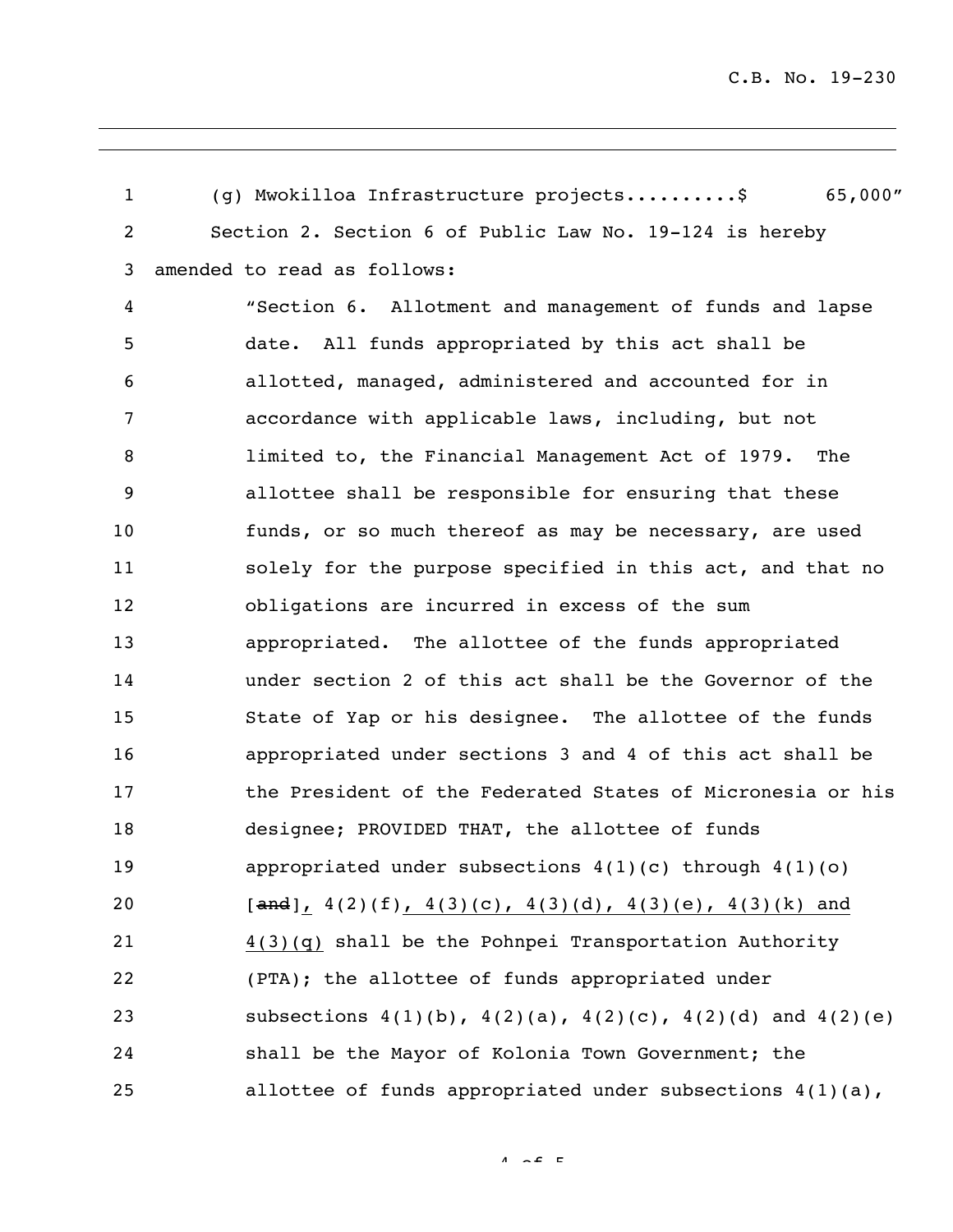(g) Mwokilloa Infrastructure projects..........$ 65,000"

Section 2. Section 6 of Public Law No. 19-124 is hereby amended to read as follows:

"Section 6. Allotment and management of funds and lapse date. All funds appropriated by this act shall be allotted, managed, administered and accounted for in accordance with applicable laws, including, but not limited to, the Financial Management Act of 1979. The allottee shall be responsible for ensuring that these funds, or so much thereof as may be necessary, are used solely for the purpose specified in this act, and that no obligations are incurred in excess of the sum appropriated. The allottee of the funds appropriated under section 2 of this act shall be the Governor of the State of Yap or his designee. The allottee of the funds appropriated under sections 3 and 4 of this act shall be the President of the Federated States of Micronesia or his designee; PROVIDED THAT, the allottee of funds appropriated under subsections 4(1)(c) through 4(1)(o) [~~and~~]<u>,</u> 4(2)(f)<u>, 4(3)(c), 4(3)(d), 4(3)(e), 4(3)(k) and 4(3)(g)</u> shall be the Pohnpei Transportation Authority (PTA); the allottee of funds appropriated under subsections 4(1)(b), 4(2)(a), 4(2)(c), 4(2)(d) and 4(2)(e) shall be the Mayor of Kolonia Town Government; the allottee of funds appropriated under subsections 4(1)(a),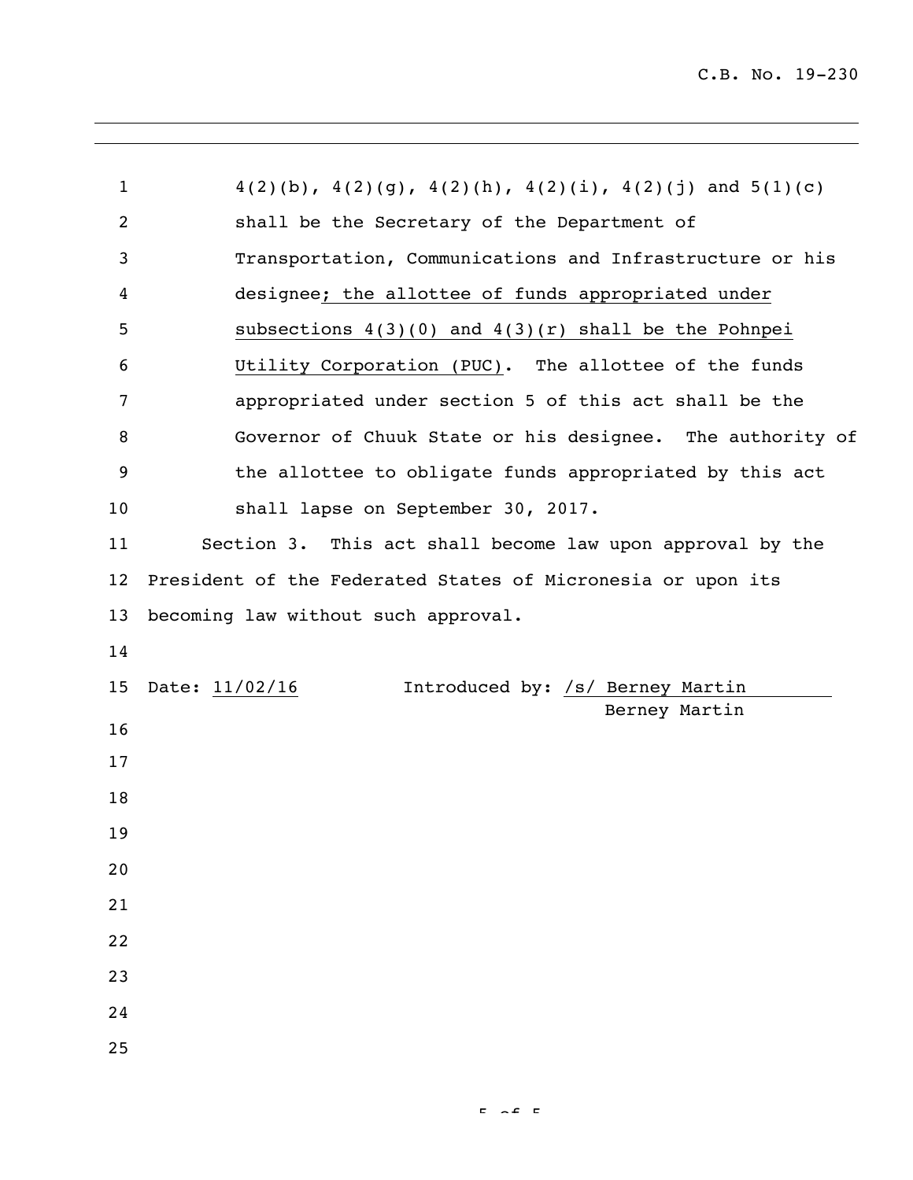4(2)(b), 4(2)(g), 4(2)(h), 4(2)(i), 4(2)(j) and 5(1)(c) shall be the Secretary of the Department of Transportation, Communications and Infrastructure or his designee; the allottee of funds appropriated under subsections 4(3)(0) and 4(3)(r) shall be the Pohnpei Utility Corporation (PUC). The allottee of the funds appropriated under section 5 of this act shall be the Governor of Chuuk State or his designee. The authority of the allottee to obligate funds appropriated by this act shall lapse on September 30, 2017.

Section 3. This act shall become law upon approval by the President of the Federated States of Micronesia or upon its becoming law without such approval.

Date: 11/02/16 Introduced by: /s/ Berney Martin

Berney Martin